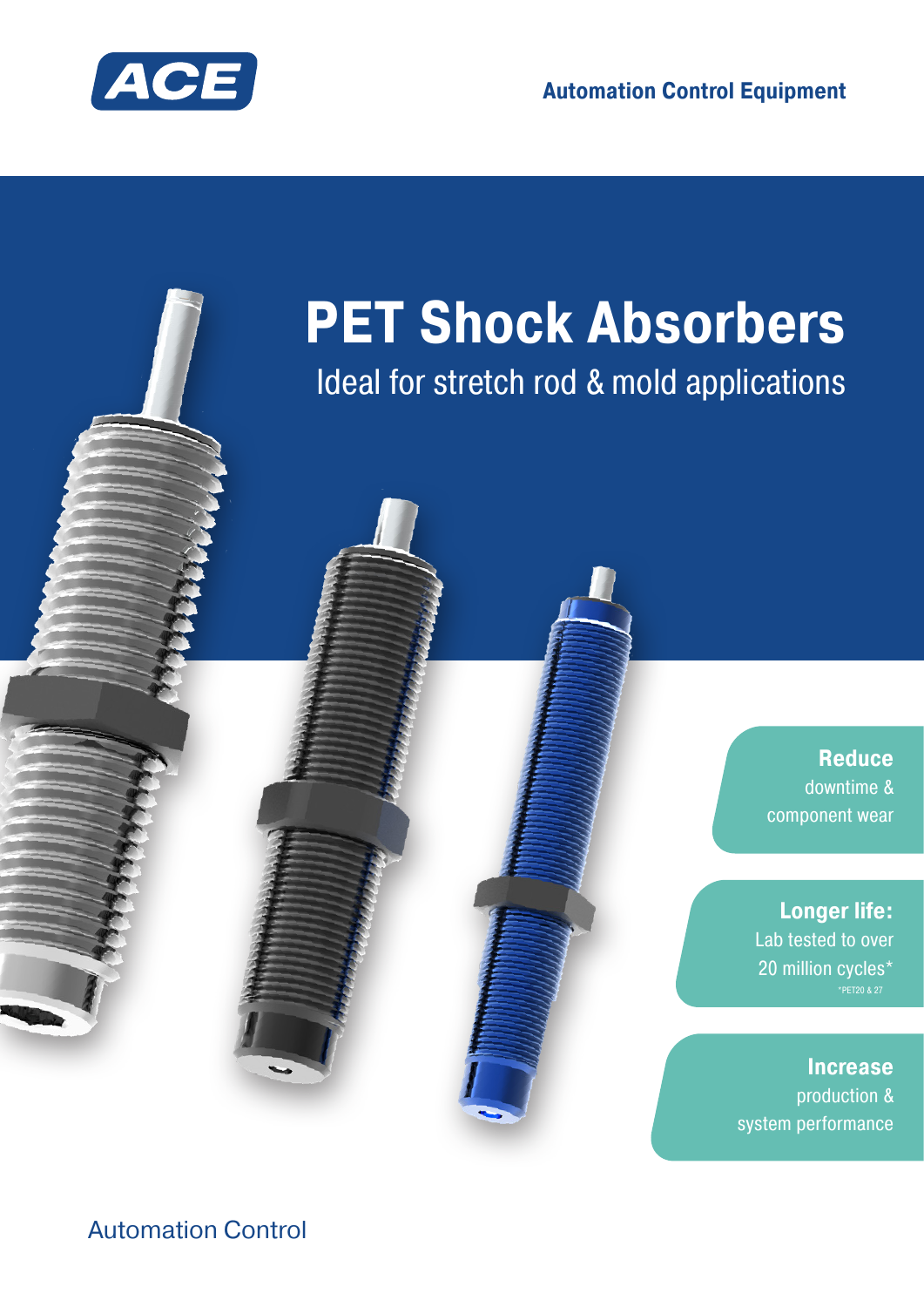ACE

Automation Control Equipment

# PET Shock Absorbers

## Ideal for stretch rod & mold applications

**Reduce**
downtime & component wear

**Longer life:**
Lab tested to over 20 million cycles*

*PET20 & 27

**Increase**
production & system performance

Automation Control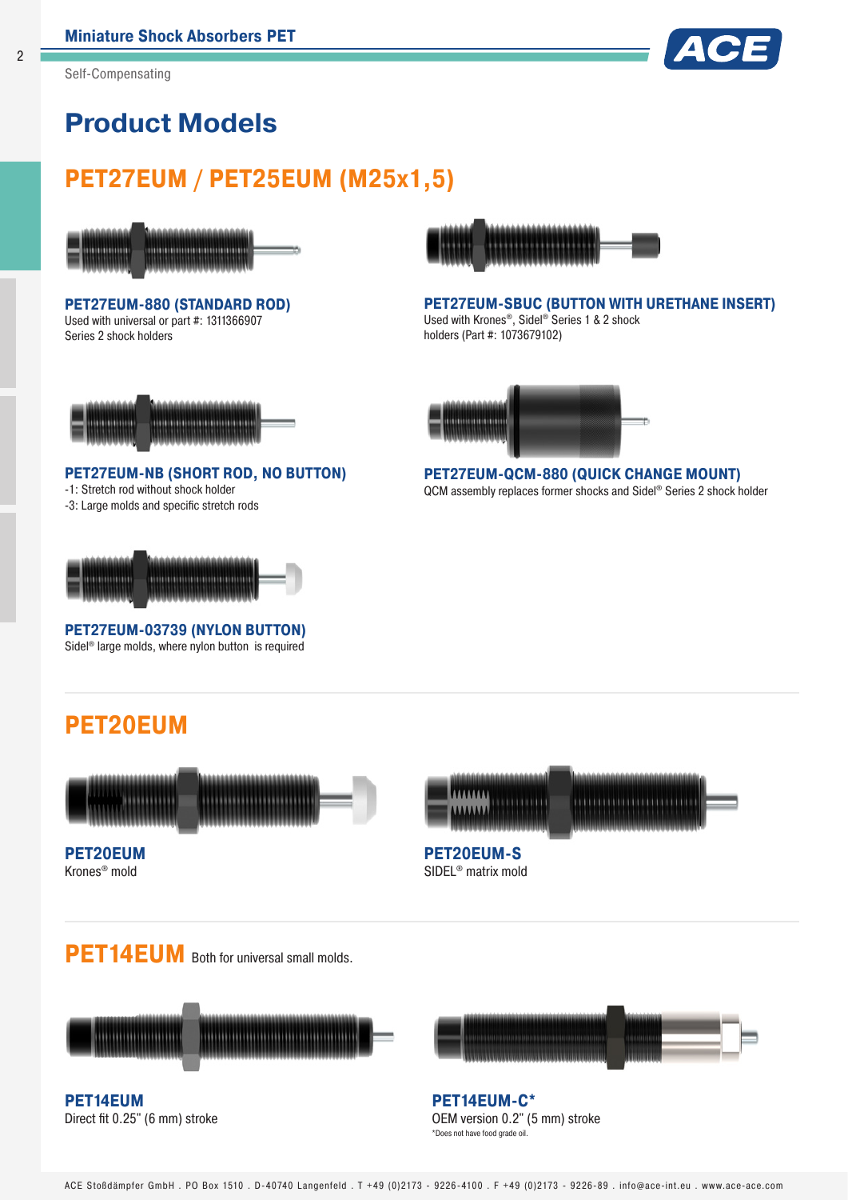# Product Models

## PET27EUM / PET25EUM (M25x1,5)

### PET27EUM-880 (STANDARD ROD)

Used with universal or part #: 1311366907 Series 2 shock holders

### PET27EUM-SBUC (BUTTON WITH URETHANE INSERT)

Used with Krones®, Sidel® Series 1 & 2 shock holders (Part #: 1073679102)

### PET27EUM-NB (SHORT ROD, NO BUTTON)

-1: Stretch rod without shock holder
-3: Large molds and specific stretch rods

### PET27EUM-QCM-880 (QUICK CHANGE MOUNT)

QCM assembly replaces former shocks and Sidel® Series 2 shock holder

### PET27EUM-03739 (NYLON BUTTON)

Sidel® large molds, where nylon button is required

## PET20EUM

### PET20EUM

Krones® mold

### PET20EUM-S

SIDEL® matrix mold

## PET14EUM Both for universal small molds.

### PET14EUM

Direct fit 0.25" (6 mm) stroke

### PET14EUM-C*

OEM version 0.2" (5 mm) stroke

*Does not have food grade oil.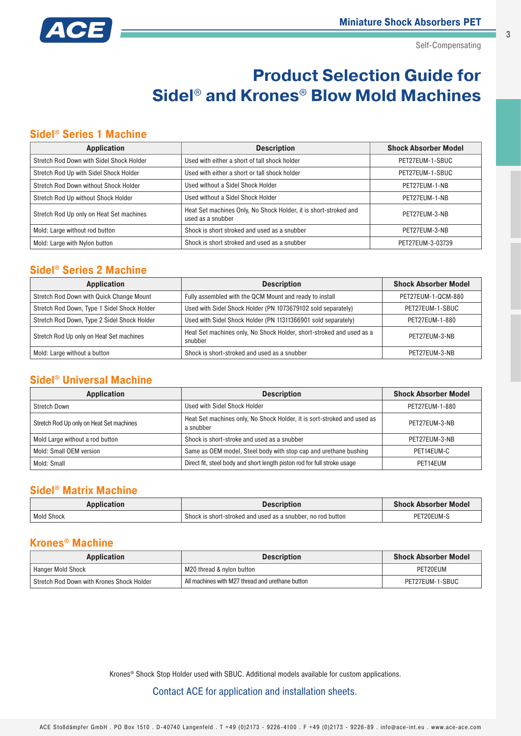# Product Selection Guide for Sidel® and Krones® Blow Mold Machines

## Sidel® Series 1 Machine

| Application | Description | Shock Absorber Model |
|---|---|---|
| Stretch Rod Down with Sidel Shock Holder | Used with either a short of tall shock holder | PET27EUM-1-SBUC |
| Stretch Rod Up with Sidel Shock Holder | Used with either a short or tall shock holder | PET27EUM-1-SBUC |
| Stretch Rod Down without Shock Holder | Used without a Sidel Shock Holder | PET27EUM-1-NB |
| Stretch Rod Up without Shock Holder | Used without a Sidel Shock Holder | PET27EUM-1-NB |
| Stretch Rod Up only on Heat Set machines | Heat Set machines Only, No Shock Holder, it is short-stroked and used as a snubber | PET27EUM-3-NB |
| Mold: Large without rod button | Shock is short stroked and used as a snubber | PET27EUM-3-NB |
| Mold: Large with Nylon button | Shock is short stroked and used as a snubber | PET27EUM-3-03739 |

## Sidel® Series 2 Machine

| Application | Description | Shock Absorber Model |
|---|---|---|
| Stretch Rod Down with Quick Change Mount | Fully assembled with the QCM Mount and ready to install | PET27EUM-1-QCM-880 |
| Stretch Rod Down, Type 1 Sidel Shock Holder | Used with Sidel Shock Holder (PN 1073679102 sold separately) | PET27EUM-1-SBUC |
| Stretch Rod Down, Type 2 Sidel Shock Holder | Used with Sidel Shock Holder (PN 11311366901 sold separately) | PET27EUM-1-880 |
| Stretch Rod Up only on Heat Set machines | Heat Set machines only, No Shock Holder, short-stroked and used as a snubber | PET27EUM-3-NB |
| Mold: Large without a button | Shock is short-stroked and used as a snubber | PET27EUM-3-NB |

## Sidel® Universal Machine

| Application | Description | Shock Absorber Model |
|---|---|---|
| Stretch Down | Used with Sidel Shock Holder | PET27EUM-1-880 |
| Stretch Rod Up only on Heat Set machines | Heat Set machines only, No Shock Holder, it is sort-stroked and used as a snubber | PET27EUM-3-NB |
| Mold Large without a rod button | Shock is short-stroke and used as a snubber | PET27EUM-3-NB |
| Mold: Small OEM version | Same as OEM model, Steel body with stop cap and urethane bushing | PET14EUM-C |
| Mold: Small | Direct fit, steel body and short length piston rod for full stroke usage | PET14EUM |

## Sidel® Matrix Machine

| Application | Description | Shock Absorber Model |
|---|---|---|
| Mold Shock | Shock is short-stroked and used as a snubber, no rod button | PET20EUM-S |

## Krones® Machine

| Application | Description | Shock Absorber Model |
|---|---|---|
| Hanger Mold Shock | M20 thread & nylon button | PET20EUM |
| Stretch Rod Down with Krones Shock Holder | All machines with M27 thread and urethane button | PET27EUM-1-SBUC |

Krones® Shock Stop Holder used with SBUC. Additional models available for custom applications.

Contact ACE for application and installation sheets.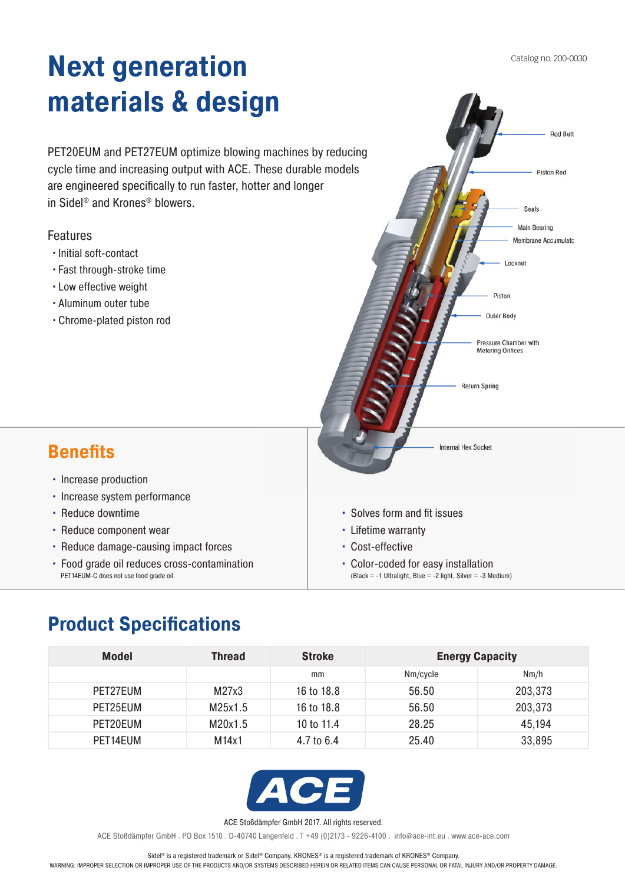Catalog no. 200-0030

# Next generation materials & design

PET20EUM and PET27EUM optimize blowing machines by reducing cycle time and increasing output with ACE. These durable models are engineered specifically to run faster, hotter and longer in Sidel® and Krones® blowers.

### Features

- Initial soft-contact
- Fast through-stroke time
- Low effective weight
- Aluminum outer tube
- Chrome-plated piston rod

Rod Butt
Piston Rod
Seals
Main Bearing
Membrane Accumulato
Locknut
Piston
Outer Body
Pressure Chamber with Metering Orifices
Return Spring
Internal Hex Socket

## Benefits

- Increase production
- Increase system performance
- Reduce downtime
- Reduce component wear
- Reduce damage-causing impact forces
- Food grade oil reduces cross-contamination
  PET14EUM-C does not use food grade oil.
- Solves form and fit issues
- Lifetime warranty
- Cost-effective
- Color-coded for easy installation
  (Black = -1 Ultralight, Blue = -2 light, Silver = -3 Medium)

## Product Specifications

| Model | Thread | Stroke | Energy Capacity | |
|---|---|---|---|---|
| | | mm | Nm/cycle | Nm/h |
| PET27EUM | M27x3 | 16 to 18.8 | 56.50 | 203,373 |
| PET25EUM | M25x1.5 | 16 to 18.8 | 56.50 | 203,373 |
| PET20EUM | M20x1.5 | 10 to 11.4 | 28.25 | 45,194 |
| PET14EUM | M14x1 | 4.7 to 6.4 | 25.40 | 33,895 |

ACE

ACE Stoßdämpfer GmbH 2017. All rights reserved.

ACE Stoßdämpfer GmbH . PO Box 1510 . D-40740 Langenfeld . T +49 (0)2173 - 9226-4100 . info@ace-int.eu . www.ace-ace.com

Sidel® is a registered trademark or Sidel® Company. KRONES® is a registered trademark of KRONES® Company.

WARNING: IMPROPER SELECTION OR IMPROPER USE OF THE PRODUCTS AND/OR SYSTEMS DESCRIBED HEREIN OR RELATED ITEMS CAN CAUSE PERSONAL OR FATAL INJURY AND/OR PROPERTY DAMAGE.